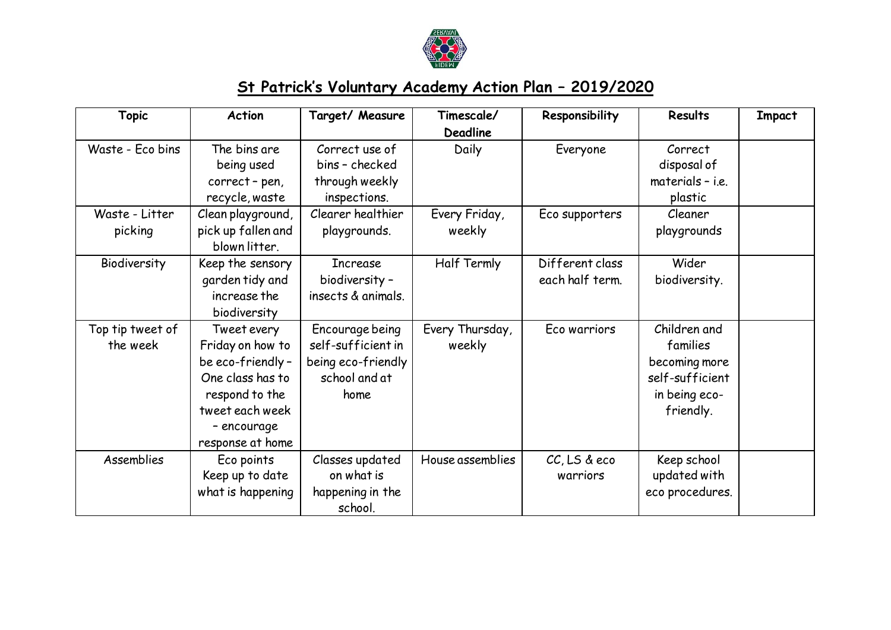# St Patrick's Voluntary Academy Action Plan – 2019/2020

| Topic | Action | Target/ Measure | Timescale/ Deadline | Responsibility | Results | Impact |
|---|---|---|---|---|---|---|
| Waste - Eco bins | The bins are being used correct – pen, recycle, waste | Correct use of bins – checked through weekly inspections. | Daily | Everyone | Correct disposal of materials – i.e. plastic | |
| Waste - Litter picking | Clean playground, pick up fallen and blown litter. | Clearer healthier playgrounds. | Every Friday, weekly | Eco supporters | Cleaner playgrounds | |
| Biodiversity | Keep the sensory garden tidy and increase the biodiversity | Increase biodiversity – insects & animals. | Half Termly | Different class each half term. | Wider biodiversity. | |
| Top tip tweet of the week | Tweet every Friday on how to be eco-friendly – One class has to respond to the tweet each week – encourage response at home | Encourage being self-sufficient in being eco-friendly school and at home | Every Thursday, weekly | Eco warriors | Children and families becoming more self-sufficient in being eco-friendly. | |
| Assemblies | Eco points Keep up to date what is happening | Classes updated on what is happening in the school. | House assemblies | CC, LS & eco warriors | Keep school updated with eco procedures. | |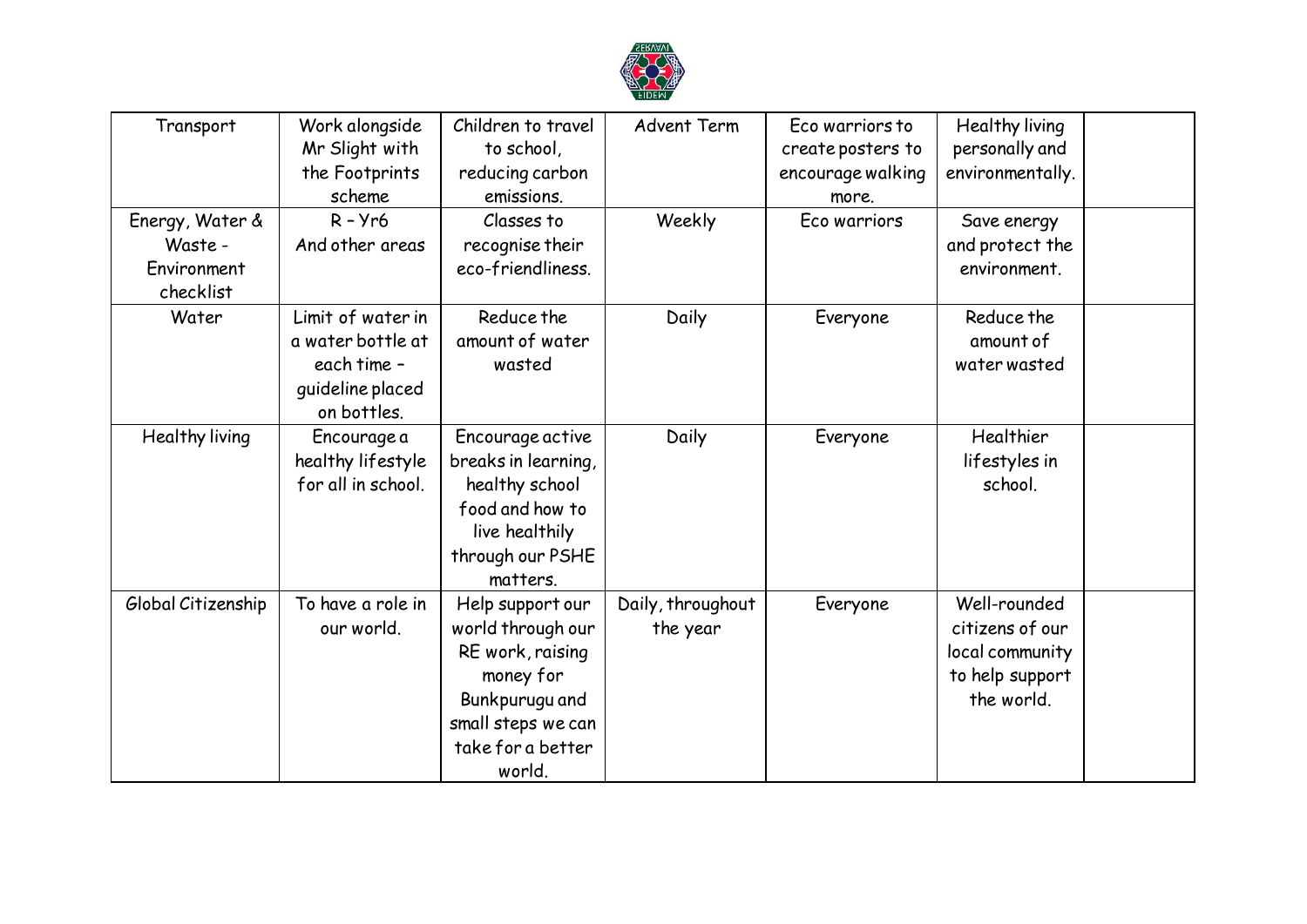| | | | | | | |
|---|---|---|---|---|---|---|
| Transport | Work alongside Mr Slight with the Footprints scheme | Children to travel to school, reducing carbon emissions. | Advent Term | Eco warriors to create posters to encourage walking more. | Healthy living personally and environmentally. | |
| Energy, Water & Waste - Environment checklist | R – Yr6 And other areas | Classes to recognise their eco-friendliness. | Weekly | Eco warriors | Save energy and protect the environment. | |
| Water | Limit of water in a water bottle at each time – guideline placed on bottles. | Reduce the amount of water wasted | Daily | Everyone | Reduce the amount of water wasted | |
| Healthy living | Encourage a healthy lifestyle for all in school. | Encourage active breaks in learning, healthy school food and how to live healthily through our PSHE matters. | Daily | Everyone | Healthier lifestyles in school. | |
| Global Citizenship | To have a role in our world. | Help support our world through our RE work, raising money for Bunkpurugu and small steps we can take for a better world. | Daily, throughout the year | Everyone | Well-rounded citizens of our local community to help support the world. | |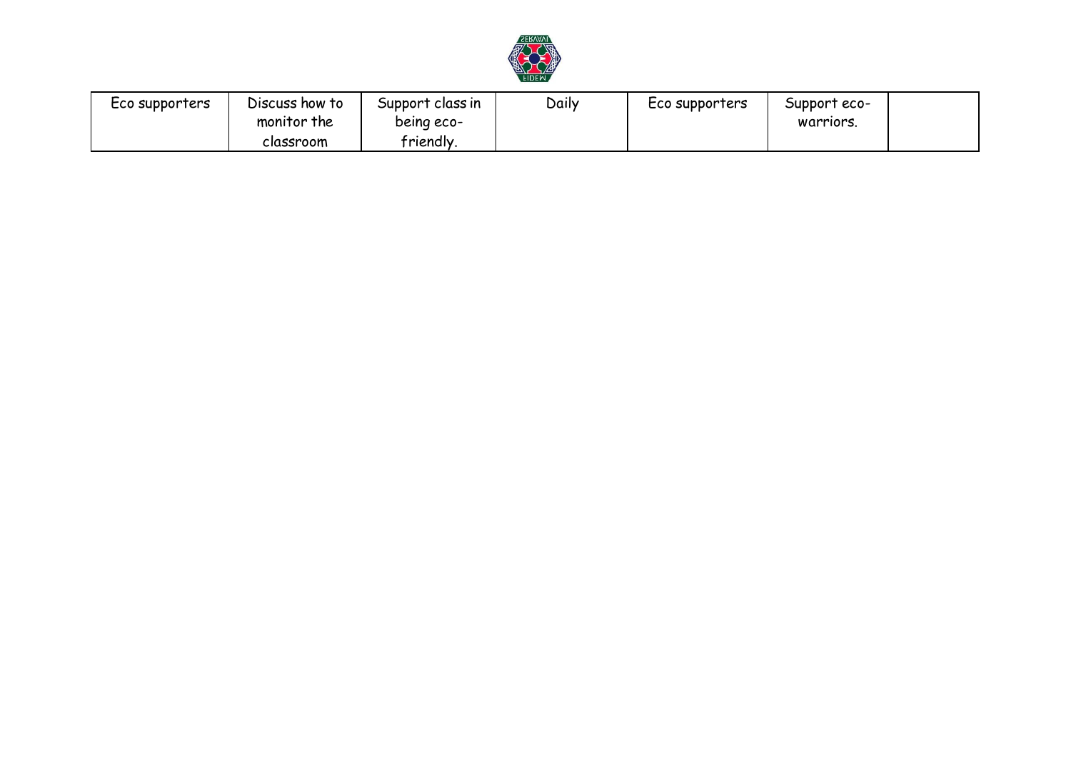| | | | | | | |
|---|---|---|---|---|---|---|
| Eco supporters | Discuss how to monitor the classroom | Support class in being eco-friendly. | Daily | Eco supporters | Support eco-warriors. | |